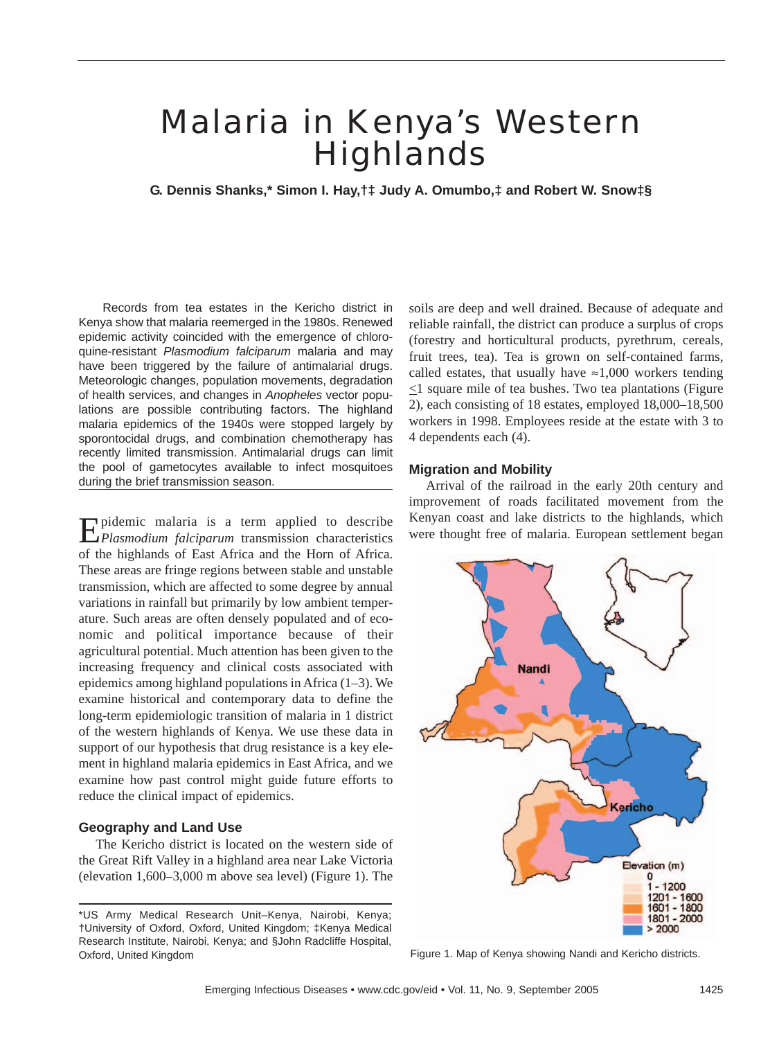# Malaria in Kenya's Western Highlands

**G. Dennis Shanks,\* Simon I. Hay,†‡ Judy A. Omumbo,‡ and Robert W. Snow‡§**

Records from tea estates in the Kericho district in Kenya show that malaria reemerged in the 1980s. Renewed epidemic activity coincided with the emergence of chloroquine-resistant *Plasmodium falciparum* malaria and may have been triggered by the failure of antimalarial drugs. Meteorologic changes, population movements, degradation of health services, and changes in *Anopheles* vector populations are possible contributing factors. The highland malaria epidemics of the 1940s were stopped largely by sporontocidal drugs, and combination chemotherapy has recently limited transmission. Antimalarial drugs can limit the pool of gametocytes available to infect mosquitoes during the brief transmission season.

Epidemic malaria is a term applied to describe *Plasmodium falciparum* transmission characteristics of the highlands of East Africa and the Horn of Africa. These areas are fringe regions between stable and unstable transmission, which are affected to some degree by annual variations in rainfall but primarily by low ambient temperature. Such areas are often densely populated and of economic and political importance because of their agricultural potential. Much attention has been given to the increasing frequency and clinical costs associated with epidemics among highland populations in Africa (1–3). We examine historical and contemporary data to define the long-term epidemiologic transition of malaria in 1 district of the western highlands of Kenya. We use these data in support of our hypothesis that drug resistance is a key element in highland malaria epidemics in East Africa, and we examine how past control might guide future efforts to reduce the clinical impact of epidemics.

## Geography and Land Use

The Kericho district is located on the western side of the Great Rift Valley in a highland area near Lake Victoria (elevation 1,600–3,000 m above sea level) (Figure 1). The soils are deep and well drained. Because of adequate and reliable rainfall, the district can produce a surplus of crops (forestry and horticultural products, pyrethrum, cereals, fruit trees, tea). Tea is grown on self-contained farms, called estates, that usually have ≈1,000 workers tending ≤1 square mile of tea bushes. Two tea plantations (Figure 2), each consisting of 18 estates, employed 18,000–18,500 workers in 1998. Employees reside at the estate with 3 to 4 dependents each (4).

## Migration and Mobility

Arrival of the railroad in the early 20th century and improvement of roads facilitated movement from the Kenyan coast and lake districts to the highlands, which were thought free of malaria. European settlement began

Figure 1. Map of Kenya showing Nandi and Kericho districts.

\*US Army Medical Research Unit–Kenya, Nairobi, Kenya; †University of Oxford, Oxford, United Kingdom; ‡Kenya Medical Research Institute, Nairobi, Kenya; and §John Radcliffe Hospital, Oxford, United Kingdom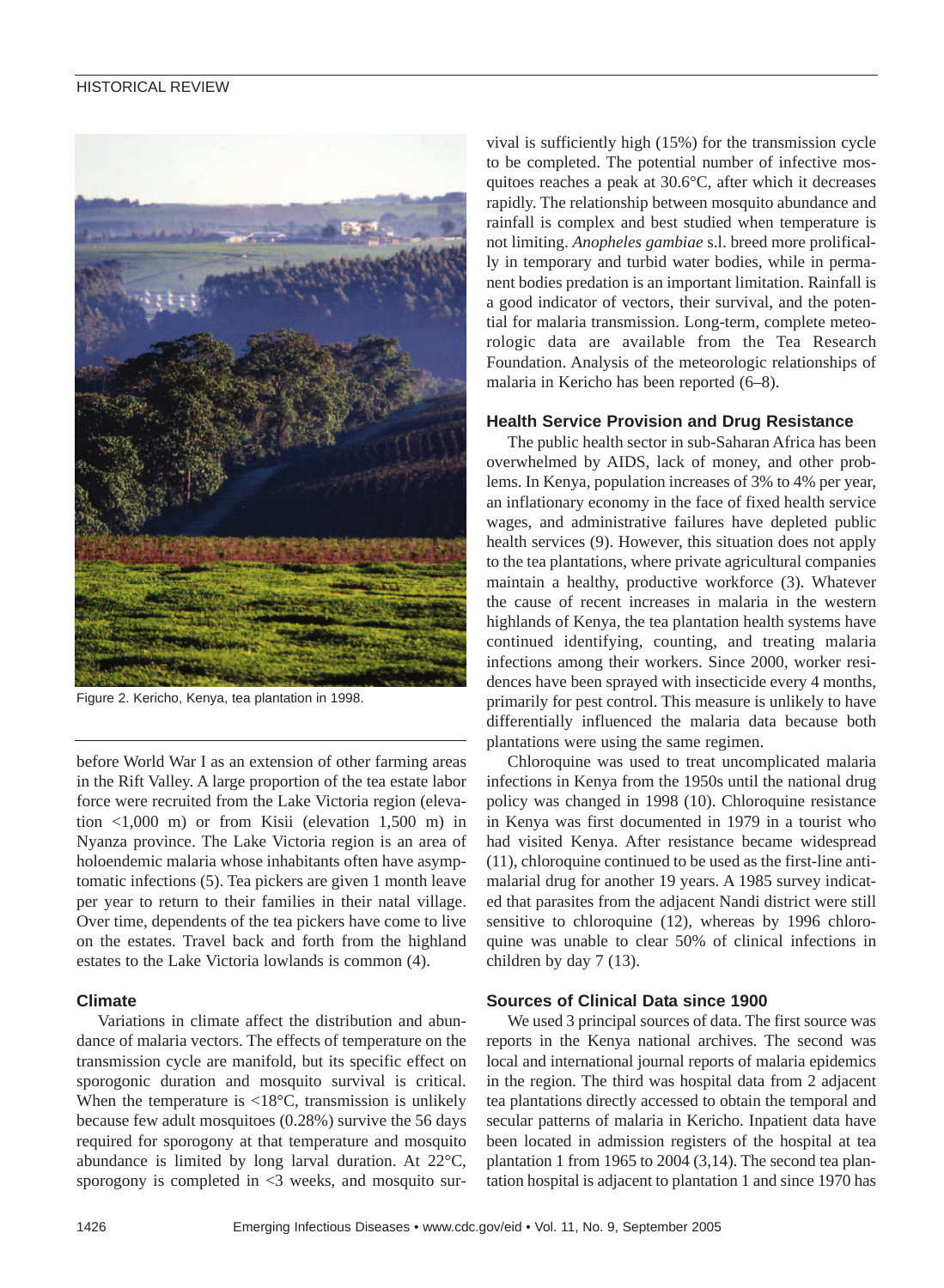Figure 2. Kericho, Kenya, tea plantation in 1998.

before World War I as an extension of other farming areas in the Rift Valley. A large proportion of the tea estate labor force were recruited from the Lake Victoria region (elevation <1,000 m) or from Kisii (elevation 1,500 m) in Nyanza province. The Lake Victoria region is an area of holoendemic malaria whose inhabitants often have asymptomatic infections (5). Tea pickers are given 1 month leave per year to return to their families in their natal village. Over time, dependents of the tea pickers have come to live on the estates. Travel back and forth from the highland estates to the Lake Victoria lowlands is common (4).

### Climate

Variations in climate affect the distribution and abundance of malaria vectors. The effects of temperature on the transmission cycle are manifold, but its specific effect on sporogonic duration and mosquito survival is critical. When the temperature is <18°C, transmission is unlikely because few adult mosquitoes (0.28%) survive the 56 days required for sporogony at that temperature and mosquito abundance is limited by long larval duration. At 22°C, sporogony is completed in <3 weeks, and mosquito survival is sufficiently high (15%) for the transmission cycle to be completed. The potential number of infective mosquitoes reaches a peak at 30.6°C, after which it decreases rapidly. The relationship between mosquito abundance and rainfall is complex and best studied when temperature is not limiting. *Anopheles gambiae* s.l. breed more prolifically in temporary and turbid water bodies, while in permanent bodies predation is an important limitation. Rainfall is a good indicator of vectors, their survival, and the potential for malaria transmission. Long-term, complete meteorologic data are available from the Tea Research Foundation. Analysis of the meteorologic relationships of malaria in Kericho has been reported (6–8).

### Health Service Provision and Drug Resistance

The public health sector in sub-Saharan Africa has been overwhelmed by AIDS, lack of money, and other problems. In Kenya, population increases of 3% to 4% per year, an inflationary economy in the face of fixed health service wages, and administrative failures have depleted public health services (9). However, this situation does not apply to the tea plantations, where private agricultural companies maintain a healthy, productive workforce (3). Whatever the cause of recent increases in malaria in the western highlands of Kenya, the tea plantation health systems have continued identifying, counting, and treating malaria infections among their workers. Since 2000, worker residences have been sprayed with insecticide every 4 months, primarily for pest control. This measure is unlikely to have differentially influenced the malaria data because both plantations were using the same regimen.

Chloroquine was used to treat uncomplicated malaria infections in Kenya from the 1950s until the national drug policy was changed in 1998 (10). Chloroquine resistance in Kenya was first documented in 1979 in a tourist who had visited Kenya. After resistance became widespread (11), chloroquine continued to be used as the first-line antimalarial drug for another 19 years. A 1985 survey indicated that parasites from the adjacent Nandi district were still sensitive to chloroquine (12), whereas by 1996 chloroquine was unable to clear 50% of clinical infections in children by day 7 (13).

### Sources of Clinical Data since 1900

We used 3 principal sources of data. The first source was reports in the Kenya national archives. The second was local and international journal reports of malaria epidemics in the region. The third was hospital data from 2 adjacent tea plantations directly accessed to obtain the temporal and secular patterns of malaria in Kericho. Inpatient data have been located in admission registers of the hospital at tea plantation 1 from 1965 to 2004 (3,14). The second tea plantation hospital is adjacent to plantation 1 and since 1970 has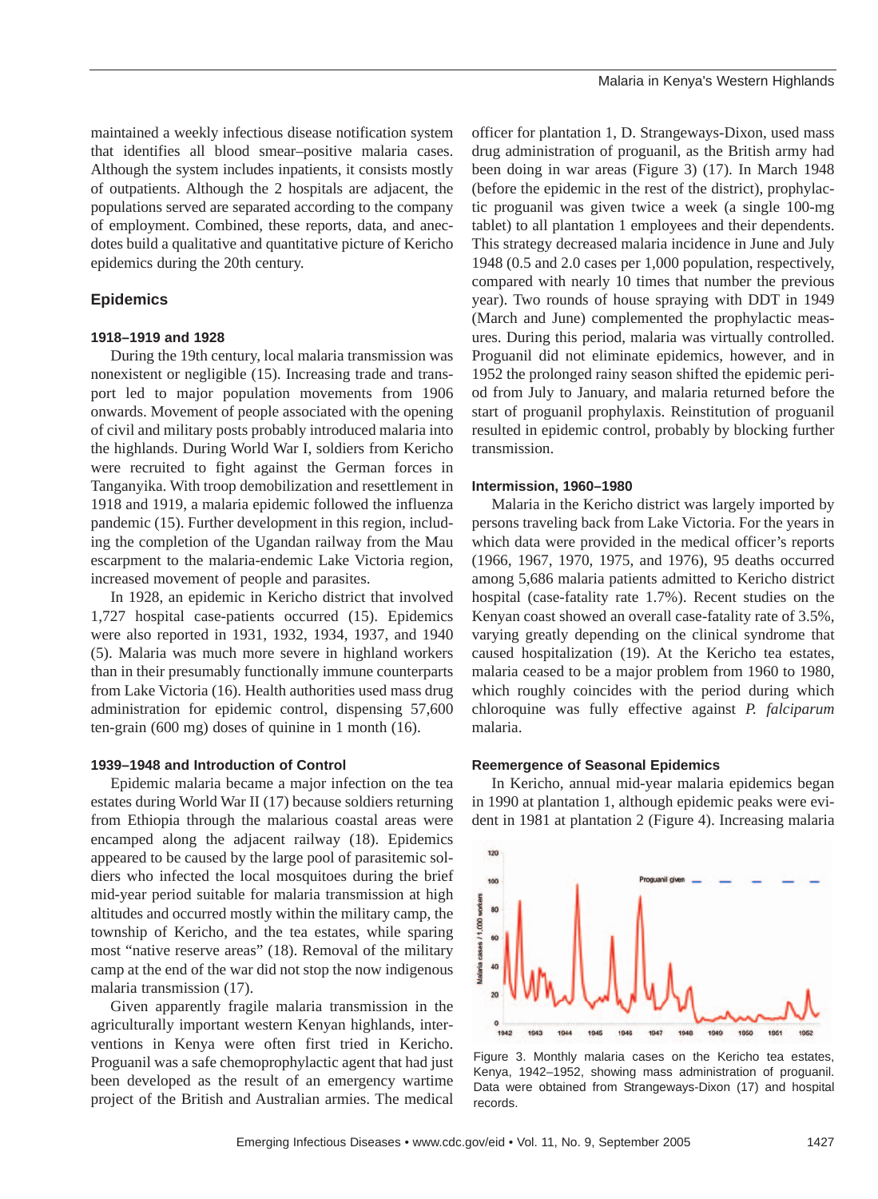maintained a weekly infectious disease notification system that identifies all blood smear–positive malaria cases. Although the system includes inpatients, it consists mostly of outpatients. Although the 2 hospitals are adjacent, the populations served are separated according to the company of employment. Combined, these reports, data, and anecdotes build a qualitative and quantitative picture of Kericho epidemics during the 20th century.

## Epidemics

### 1918–1919 and 1928

During the 19th century, local malaria transmission was nonexistent or negligible (15). Increasing trade and transport led to major population movements from 1906 onwards. Movement of people associated with the opening of civil and military posts probably introduced malaria into the highlands. During World War I, soldiers from Kericho were recruited to fight against the German forces in Tanganyika. With troop demobilization and resettlement in 1918 and 1919, a malaria epidemic followed the influenza pandemic (15). Further development in this region, including the completion of the Ugandan railway from the Mau escarpment to the malaria-endemic Lake Victoria region, increased movement of people and parasites.

In 1928, an epidemic in Kericho district that involved 1,727 hospital case-patients occurred (15). Epidemics were also reported in 1931, 1932, 1934, 1937, and 1940 (5). Malaria was much more severe in highland workers than in their presumably functionally immune counterparts from Lake Victoria (16). Health authorities used mass drug administration for epidemic control, dispensing 57,600 ten-grain (600 mg) doses of quinine in 1 month (16).

### 1939–1948 and Introduction of Control

Epidemic malaria became a major infection on the tea estates during World War II (17) because soldiers returning from Ethiopia through the malarious coastal areas were encamped along the adjacent railway (18). Epidemics appeared to be caused by the large pool of parasitemic soldiers who infected the local mosquitoes during the brief mid-year period suitable for malaria transmission at high altitudes and occurred mostly within the military camp, the township of Kericho, and the tea estates, while sparing most "native reserve areas" (18). Removal of the military camp at the end of the war did not stop the now indigenous malaria transmission (17).

Given apparently fragile malaria transmission in the agriculturally important western Kenyan highlands, interventions in Kenya were often first tried in Kericho. Proguanil was a safe chemoprophylactic agent that had just been developed as the result of an emergency wartime project of the British and Australian armies. The medical officer for plantation 1, D. Strangeways-Dixon, used mass drug administration of proguanil, as the British army had been doing in war areas (Figure 3) (17). In March 1948 (before the epidemic in the rest of the district), prophylactic proguanil was given twice a week (a single 100-mg tablet) to all plantation 1 employees and their dependents. This strategy decreased malaria incidence in June and July 1948 (0.5 and 2.0 cases per 1,000 population, respectively, compared with nearly 10 times that number the previous year). Two rounds of house spraying with DDT in 1949 (March and June) complemented the prophylactic measures. During this period, malaria was virtually controlled. Proguanil did not eliminate epidemics, however, and in 1952 the prolonged rainy season shifted the epidemic period from July to January, and malaria returned before the start of proguanil prophylaxis. Reinstitution of proguanil resulted in epidemic control, probably by blocking further transmission.

### Intermission, 1960–1980

Malaria in the Kericho district was largely imported by persons traveling back from Lake Victoria. For the years in which data were provided in the medical officer's reports (1966, 1967, 1970, 1975, and 1976), 95 deaths occurred among 5,686 malaria patients admitted to Kericho district hospital (case-fatality rate 1.7%). Recent studies on the Kenyan coast showed an overall case-fatality rate of 3.5%, varying greatly depending on the clinical syndrome that caused hospitalization (19). At the Kericho tea estates, malaria ceased to be a major problem from 1960 to 1980, which roughly coincides with the period during which chloroquine was fully effective against *P. falciparum* malaria.

### Reemergence of Seasonal Epidemics

In Kericho, annual mid-year malaria epidemics began in 1990 at plantation 1, although epidemic peaks were evident in 1981 at plantation 2 (Figure 4). Increasing malaria

Figure 3. Monthly malaria cases on the Kericho tea estates, Kenya, 1942–1952, showing mass administration of proguanil. Data were obtained from Strangeways-Dixon (17) and hospital records.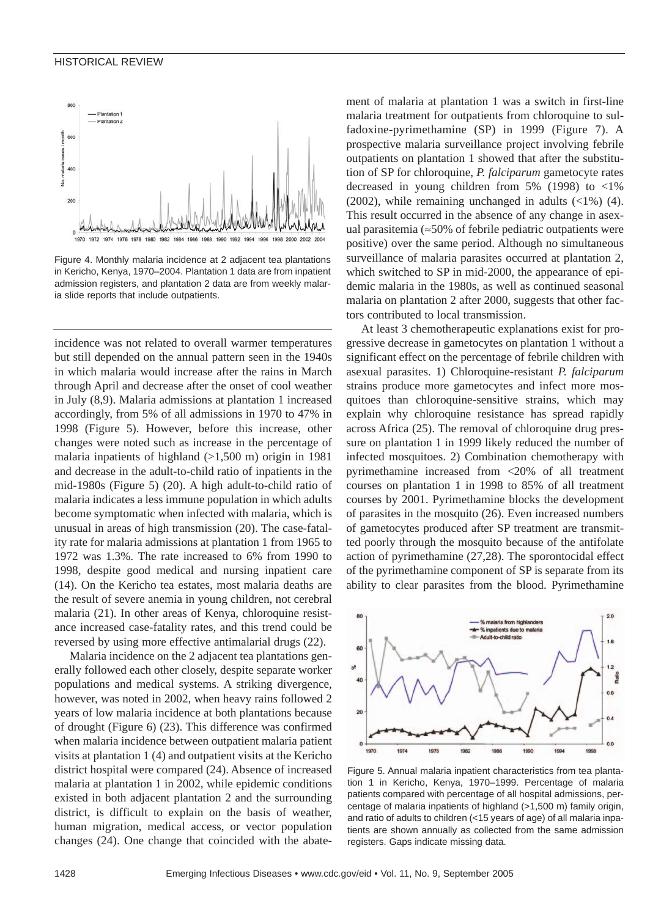Figure 4. Monthly malaria incidence at 2 adjacent tea plantations in Kericho, Kenya, 1970–2004. Plantation 1 data are from inpatient admission registers, and plantation 2 data are from weekly malaria slide reports that include outpatients.

incidence was not related to overall warmer temperatures but still depended on the annual pattern seen in the 1940s in which malaria would increase after the rains in March through April and decrease after the onset of cool weather in July (8,9). Malaria admissions at plantation 1 increased accordingly, from 5% of all admissions in 1970 to 47% in 1998 (Figure 5). However, before this increase, other changes were noted such as increase in the percentage of malaria inpatients of highland (>1,500 m) origin in 1981 and decrease in the adult-to-child ratio of inpatients in the mid-1980s (Figure 5) (20). A high adult-to-child ratio of malaria indicates a less immune population in which adults become symptomatic when infected with malaria, which is unusual in areas of high transmission (20). The case-fatality rate for malaria admissions at plantation 1 from 1965 to 1972 was 1.3%. The rate increased to 6% from 1990 to 1998, despite good medical and nursing inpatient care (14). On the Kericho tea estates, most malaria deaths are the result of severe anemia in young children, not cerebral malaria (21). In other areas of Kenya, chloroquine resistance increased case-fatality rates, and this trend could be reversed by using more effective antimalarial drugs (22).

Malaria incidence on the 2 adjacent tea plantations generally followed each other closely, despite separate worker populations and medical systems. A striking divergence, however, was noted in 2002, when heavy rains followed 2 years of low malaria incidence at both plantations because of drought (Figure 6) (23). This difference was confirmed when malaria incidence between outpatient malaria patient visits at plantation 1 (4) and outpatient visits at the Kericho district hospital were compared (24). Absence of increased malaria at plantation 1 in 2002, while epidemic conditions existed in both adjacent plantation 2 and the surrounding district, is difficult to explain on the basis of weather, human migration, medical access, or vector population changes (24). One change that coincided with the abatement of malaria at plantation 1 was a switch in first-line malaria treatment for outpatients from chloroquine to sulfadoxine-pyrimethamine (SP) in 1999 (Figure 7). A prospective malaria surveillance project involving febrile outpatients on plantation 1 showed that after the substitution of SP for chloroquine, *P. falciparum* gametocyte rates decreased in young children from 5% (1998) to <1% (2002), while remaining unchanged in adults (<1%) (4). This result occurred in the absence of any change in asexual parasitemia (≈50% of febrile pediatric outpatients were positive) over the same period. Although no simultaneous surveillance of malaria parasites occurred at plantation 2, which switched to SP in mid-2000, the appearance of epidemic malaria in the 1980s, as well as continued seasonal malaria on plantation 2 after 2000, suggests that other factors contributed to local transmission.

At least 3 chemotherapeutic explanations exist for progressive decrease in gametocytes on plantation 1 without a significant effect on the percentage of febrile children with asexual parasites. 1) Chloroquine-resistant *P. falciparum* strains produce more gametocytes and infect more mosquitoes than chloroquine-sensitive strains, which may explain why chloroquine resistance has spread rapidly across Africa (25). The removal of chloroquine drug pressure on plantation 1 in 1999 likely reduced the number of infected mosquitoes. 2) Combination chemotherapy with pyrimethamine increased from <20% of all treatment courses on plantation 1 in 1998 to 85% of all treatment courses by 2001. Pyrimethamine blocks the development of parasites in the mosquito (26). Even increased numbers of gametocytes produced after SP treatment are transmitted poorly through the mosquito because of the antifolate action of pyrimethamine (27,28). The sporontocidal effect of the pyrimethamine component of SP is separate from its ability to clear parasites from the blood. Pyrimethamine

Figure 5. Annual malaria inpatient characteristics from tea plantation 1 in Kericho, Kenya, 1970–1999. Percentage of malaria patients compared with percentage of all hospital admissions, percentage of malaria inpatients of highland (>1,500 m) family origin, and ratio of adults to children (<15 years of age) of all malaria inpatients are shown annually as collected from the same admission registers. Gaps indicate missing data.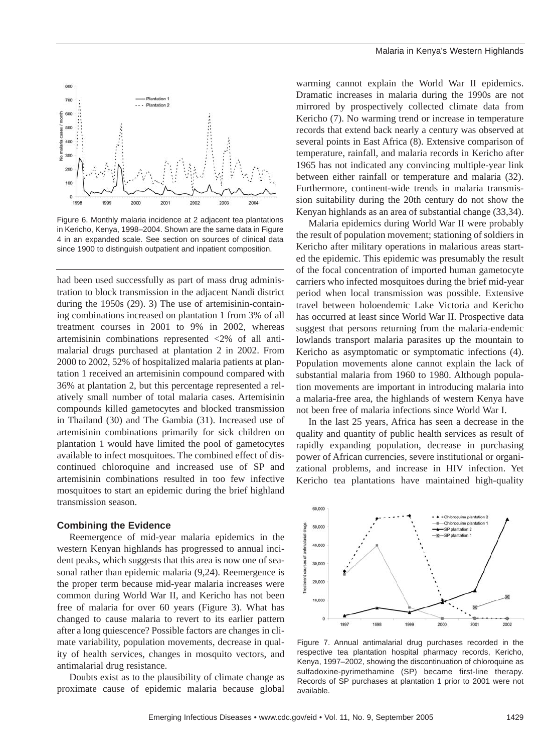Figure 6. Monthly malaria incidence at 2 adjacent tea plantations in Kericho, Kenya, 1998–2004. Shown are the same data in Figure 4 in an expanded scale. See section on sources of clinical data since 1900 to distinguish outpatient and inpatient composition.

had been used successfully as part of mass drug administration to block transmission in the adjacent Nandi district during the 1950s (29). 3) The use of artemisinin-containing combinations increased on plantation 1 from 3% of all treatment courses in 2001 to 9% in 2002, whereas artemisinin combinations represented <2% of all antimalarial drugs purchased at plantation 2 in 2002. From 2000 to 2002, 52% of hospitalized malaria patients at plantation 1 received an artemisinin compound compared with 36% at plantation 2, but this percentage represented a relatively small number of total malaria cases. Artemisinin compounds killed gametocytes and blocked transmission in Thailand (30) and The Gambia (31). Increased use of artemisinin combinations primarily for sick children on plantation 1 would have limited the pool of gametocytes available to infect mosquitoes. The combined effect of discontinued chloroquine and increased use of SP and artemisinin combinations resulted in too few infective mosquitoes to start an epidemic during the brief highland transmission season.

### Combining the Evidence

Reemergence of mid-year malaria epidemics in the western Kenyan highlands has progressed to annual incident peaks, which suggests that this area is now one of seasonal rather than epidemic malaria (9,24). Reemergence is the proper term because mid-year malaria increases were common during World War II, and Kericho has not been free of malaria for over 60 years (Figure 3). What has changed to cause malaria to revert to its earlier pattern after a long quiescence? Possible factors are changes in climate variability, population movements, decrease in quality of health services, changes in mosquito vectors, and antimalarial drug resistance.

Doubts exist as to the plausibility of climate change as proximate cause of epidemic malaria because global warming cannot explain the World War II epidemics. Dramatic increases in malaria during the 1990s are not mirrored by prospectively collected climate data from Kericho (7). No warming trend or increase in temperature records that extend back nearly a century was observed at several points in East Africa (8). Extensive comparison of temperature, rainfall, and malaria records in Kericho after 1965 has not indicated any convincing multiple-year link between either rainfall or temperature and malaria (32). Furthermore, continent-wide trends in malaria transmission suitability during the 20th century do not show the Kenyan highlands as an area of substantial change (33,34).

Malaria epidemics during World War II were probably the result of population movement; stationing of soldiers in Kericho after military operations in malarious areas started the epidemic. This epidemic was presumably the result of the focal concentration of imported human gametocyte carriers who infected mosquitoes during the brief mid-year period when local transmission was possible. Extensive travel between holoendemic Lake Victoria and Kericho has occurred at least since World War II. Prospective data suggest that persons returning from the malaria-endemic lowlands transport malaria parasites up the mountain to Kericho as asymptomatic or symptomatic infections (4). Population movements alone cannot explain the lack of substantial malaria from 1960 to 1980. Although population movements are important in introducing malaria into a malaria-free area, the highlands of western Kenya have not been free of malaria infections since World War I.

In the last 25 years, Africa has seen a decrease in the quality and quantity of public health services as result of rapidly expanding population, decrease in purchasing power of African currencies, severe institutional or organizational problems, and increase in HIV infection. Yet Kericho tea plantations have maintained high-quality

Figure 7. Annual antimalarial drug purchases recorded in the respective tea plantation hospital pharmacy records, Kericho, Kenya, 1997–2002, showing the discontinuation of chloroquine as sulfadoxine-pyrimethamine (SP) became first-line therapy. Records of SP purchases at plantation 1 prior to 2001 were not available.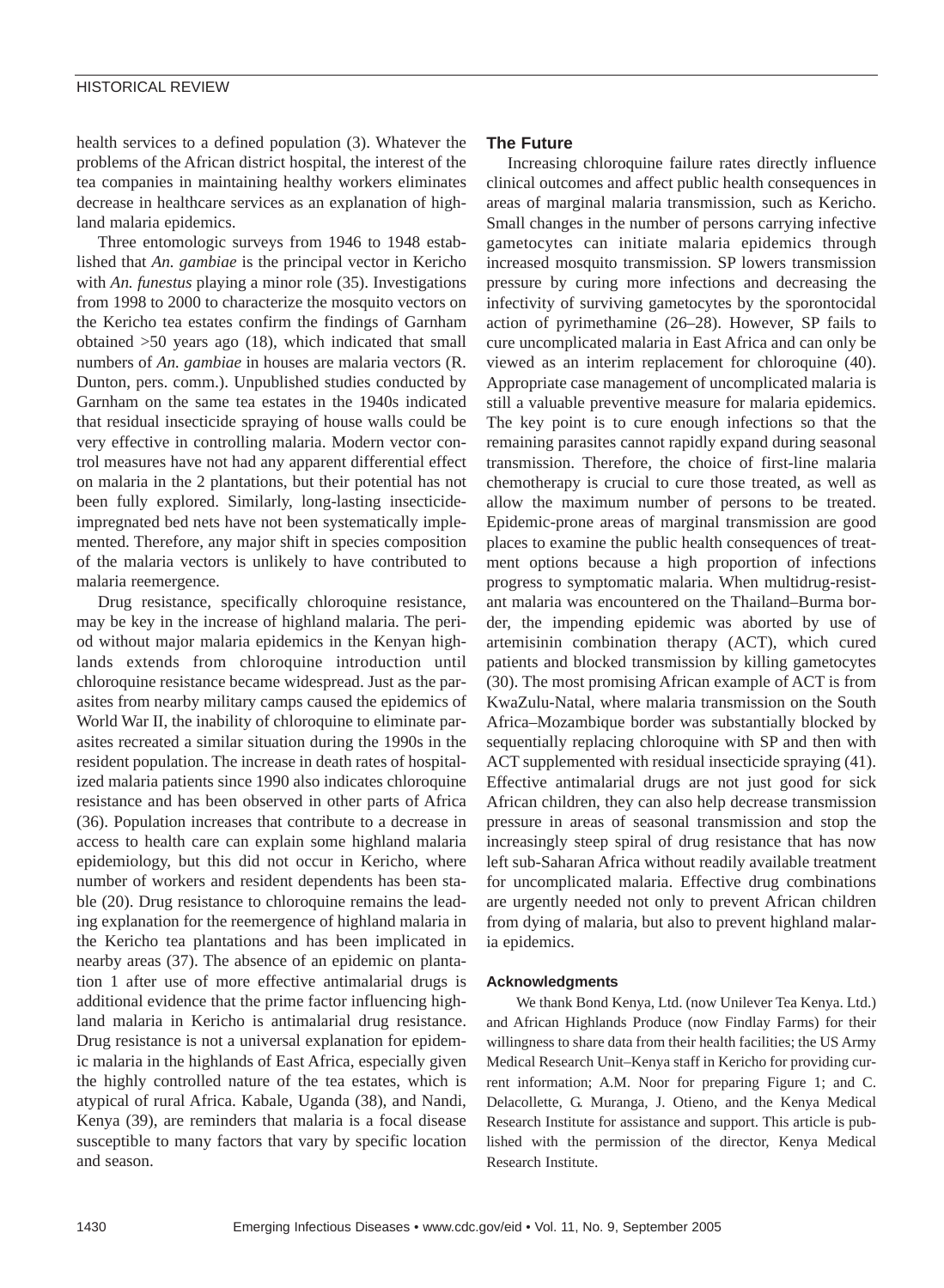health services to a defined population (3). Whatever the problems of the African district hospital, the interest of the tea companies in maintaining healthy workers eliminates decrease in healthcare services as an explanation of highland malaria epidemics.

Three entomologic surveys from 1946 to 1948 established that *An. gambiae* is the principal vector in Kericho with *An. funestus* playing a minor role (35). Investigations from 1998 to 2000 to characterize the mosquito vectors on the Kericho tea estates confirm the findings of Garnham obtained >50 years ago (18), which indicated that small numbers of *An. gambiae* in houses are malaria vectors (R. Dunton, pers. comm.). Unpublished studies conducted by Garnham on the same tea estates in the 1940s indicated that residual insecticide spraying of house walls could be very effective in controlling malaria. Modern vector control measures have not had any apparent differential effect on malaria in the 2 plantations, but their potential has not been fully explored. Similarly, long-lasting insecticide-impregnated bed nets have not been systematically implemented. Therefore, any major shift in species composition of the malaria vectors is unlikely to have contributed to malaria reemergence.

Drug resistance, specifically chloroquine resistance, may be key in the increase of highland malaria. The period without major malaria epidemics in the Kenyan highlands extends from chloroquine introduction until chloroquine resistance became widespread. Just as the parasites from nearby military camps caused the epidemics of World War II, the inability of chloroquine to eliminate parasites recreated a similar situation during the 1990s in the resident population. The increase in death rates of hospitalized malaria patients since 1990 also indicates chloroquine resistance and has been observed in other parts of Africa (36). Population increases that contribute to a decrease in access to health care can explain some highland malaria epidemiology, but this did not occur in Kericho, where number of workers and resident dependents has been stable (20). Drug resistance to chloroquine remains the leading explanation for the reemergence of highland malaria in the Kericho tea plantations and has been implicated in nearby areas (37). The absence of an epidemic on plantation 1 after use of more effective antimalarial drugs is additional evidence that the prime factor influencing highland malaria in Kericho is antimalarial drug resistance. Drug resistance is not a universal explanation for epidemic malaria in the highlands of East Africa, especially given the highly controlled nature of the tea estates, which is atypical of rural Africa. Kabale, Uganda (38), and Nandi, Kenya (39), are reminders that malaria is a focal disease susceptible to many factors that vary by specific location and season.

## The Future

Increasing chloroquine failure rates directly influence clinical outcomes and affect public health consequences in areas of marginal malaria transmission, such as Kericho. Small changes in the number of persons carrying infective gametocytes can initiate malaria epidemics through increased mosquito transmission. SP lowers transmission pressure by curing more infections and decreasing the infectivity of surviving gametocytes by the sporontocidal action of pyrimethamine (26–28). However, SP fails to cure uncomplicated malaria in East Africa and can only be viewed as an interim replacement for chloroquine (40). Appropriate case management of uncomplicated malaria is still a valuable preventive measure for malaria epidemics. The key point is to cure enough infections so that the remaining parasites cannot rapidly expand during seasonal transmission. Therefore, the choice of first-line malaria chemotherapy is crucial to cure those treated, as well as allow the maximum number of persons to be treated. Epidemic-prone areas of marginal transmission are good places to examine the public health consequences of treatment options because a high proportion of infections progress to symptomatic malaria. When multidrug-resistant malaria was encountered on the Thailand–Burma border, the impending epidemic was aborted by use of artemisinin combination therapy (ACT), which cured patients and blocked transmission by killing gametocytes (30). The most promising African example of ACT is from KwaZulu-Natal, where malaria transmission on the South Africa–Mozambique border was substantially blocked by sequentially replacing chloroquine with SP and then with ACT supplemented with residual insecticide spraying (41). Effective antimalarial drugs are not just good for sick African children, they can also help decrease transmission pressure in areas of seasonal transmission and stop the increasingly steep spiral of drug resistance that has now left sub-Saharan Africa without readily available treatment for uncomplicated malaria. Effective drug combinations are urgently needed not only to prevent African children from dying of malaria, but also to prevent highland malaria epidemics.

### Acknowledgments

We thank Bond Kenya, Ltd. (now Unilever Tea Kenya. Ltd.) and African Highlands Produce (now Findlay Farms) for their willingness to share data from their health facilities; the US Army Medical Research Unit–Kenya staff in Kericho for providing current information; A.M. Noor for preparing Figure 1; and C. Delacollette, G. Muranga, J. Otieno, and the Kenya Medical Research Institute for assistance and support. This article is published with the permission of the director, Kenya Medical Research Institute.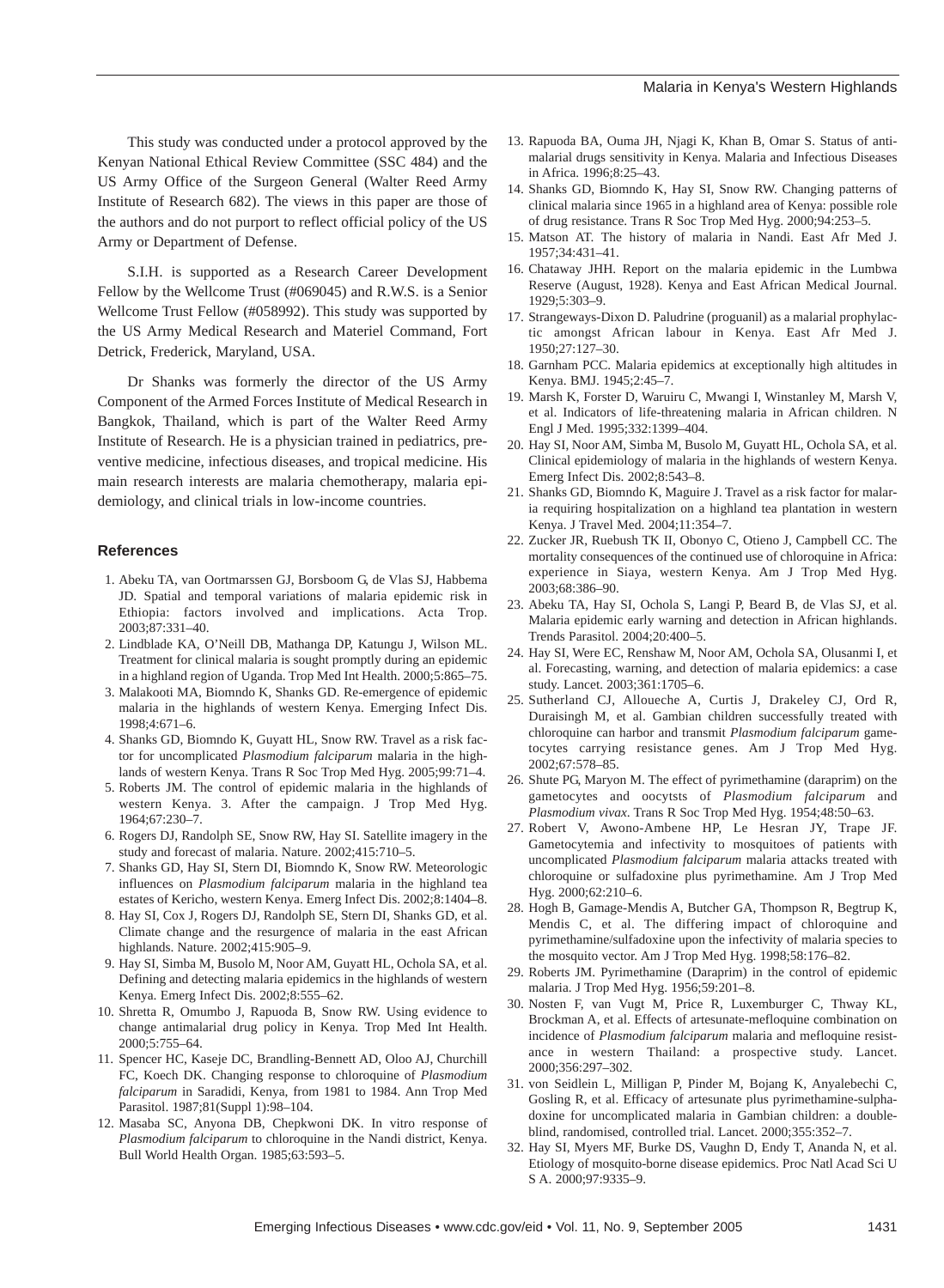This study was conducted under a protocol approved by the Kenyan National Ethical Review Committee (SSC 484) and the US Army Office of the Surgeon General (Walter Reed Army Institute of Research 682). The views in this paper are those of the authors and do not purport to reflect official policy of the US Army or Department of Defense.

S.I.H. is supported as a Research Career Development Fellow by the Wellcome Trust (#069045) and R.W.S. is a Senior Wellcome Trust Fellow (#058992). This study was supported by the US Army Medical Research and Materiel Command, Fort Detrick, Frederick, Maryland, USA.

Dr Shanks was formerly the director of the US Army Component of the Armed Forces Institute of Medical Research in Bangkok, Thailand, which is part of the Walter Reed Army Institute of Research. He is a physician trained in pediatrics, preventive medicine, infectious diseases, and tropical medicine. His main research interests are malaria chemotherapy, malaria epidemiology, and clinical trials in low-income countries.

## References

1. Abeku TA, van Oortmarssen GJ, Borsboom G, de Vlas SJ, Habbema JD. Spatial and temporal variations of malaria epidemic risk in Ethiopia: factors involved and implications. Acta Trop. 2003;87:331–40.
2. Lindblade KA, O'Neill DB, Mathanga DP, Katungu J, Wilson ML. Treatment for clinical malaria is sought promptly during an epidemic in a highland region of Uganda. Trop Med Int Health. 2000;5:865–75.
3. Malakooti MA, Biomndo K, Shanks GD. Re-emergence of epidemic malaria in the highlands of western Kenya. Emerging Infect Dis. 1998;4:671–6.
4. Shanks GD, Biomndo K, Guyatt HL, Snow RW. Travel as a risk factor for uncomplicated *Plasmodium falciparum* malaria in the highlands of western Kenya. Trans R Soc Trop Med Hyg. 2005;99:71–4.
5. Roberts JM. The control of epidemic malaria in the highlands of western Kenya. 3. After the campaign. J Trop Med Hyg. 1964;67:230–7.
6. Rogers DJ, Randolph SE, Snow RW, Hay SI. Satellite imagery in the study and forecast of malaria. Nature. 2002;415:710–5.
7. Shanks GD, Hay SI, Stern DI, Biomndo K, Snow RW. Meteorologic influences on *Plasmodium falciparum* malaria in the highland tea estates of Kericho, western Kenya. Emerg Infect Dis. 2002;8:1404–8.
8. Hay SI, Cox J, Rogers DJ, Randolph SE, Stern DI, Shanks GD, et al. Climate change and the resurgence of malaria in the east African highlands. Nature. 2002;415:905–9.
9. Hay SI, Simba M, Busolo M, Noor AM, Guyatt HL, Ochola SA, et al. Defining and detecting malaria epidemics in the highlands of western Kenya. Emerg Infect Dis. 2002;8:555–62.
10. Shretta R, Omumbo J, Rapuoda B, Snow RW. Using evidence to change antimalarial drug policy in Kenya. Trop Med Int Health. 2000;5:755–64.
11. Spencer HC, Kaseje DC, Brandling-Bennett AD, Oloo AJ, Churchill FC, Koech DK. Changing response to chloroquine of *Plasmodium falciparum* in Saradidi, Kenya, from 1981 to 1984. Ann Trop Med Parasitol. 1987;81(Suppl 1):98–104.
12. Masaba SC, Anyona DB, Chepkwoni DK. In vitro response of *Plasmodium falciparum* to chloroquine in the Nandi district, Kenya. Bull World Health Organ. 1985;63:593–5.
13. Rapuoda BA, Ouma JH, Njagi K, Khan B, Omar S. Status of antimalarial drugs sensitivity in Kenya. Malaria and Infectious Diseases in Africa. 1996;8:25–43.
14. Shanks GD, Biomndo K, Hay SI, Snow RW. Changing patterns of clinical malaria since 1965 in a highland area of Kenya: possible role of drug resistance. Trans R Soc Trop Med Hyg. 2000;94:253–5.
15. Matson AT. The history of malaria in Nandi. East Afr Med J. 1957;34:431–41.
16. Chataway JHH. Report on the malaria epidemic in the Lumbwa Reserve (August, 1928). Kenya and East African Medical Journal. 1929;5:303–9.
17. Strangeways-Dixon D. Paludrine (proguanil) as a malarial prophylactic amongst African labour in Kenya. East Afr Med J. 1950;27:127–30.
18. Garnham PCC. Malaria epidemics at exceptionally high altitudes in Kenya. BMJ. 1945;2:45–7.
19. Marsh K, Forster D, Waruiru C, Mwangi I, Winstanley M, Marsh V, et al. Indicators of life-threatening malaria in African children. N Engl J Med. 1995;332:1399–404.
20. Hay SI, Noor AM, Simba M, Busolo M, Guyatt HL, Ochola SA, et al. Clinical epidemiology of malaria in the highlands of western Kenya. Emerg Infect Dis. 2002;8:543–8.
21. Shanks GD, Biomndo K, Maguire J. Travel as a risk factor for malaria requiring hospitalization on a highland tea plantation in western Kenya. J Travel Med. 2004;11:354–7.
22. Zucker JR, Ruebush TK II, Obonyo C, Otieno J, Campbell CC. The mortality consequences of the continued use of chloroquine in Africa: experience in Siaya, western Kenya. Am J Trop Med Hyg. 2003;68:386–90.
23. Abeku TA, Hay SI, Ochola S, Langi P, Beard B, de Vlas SJ, et al. Malaria epidemic early warning and detection in African highlands. Trends Parasitol. 2004;20:400–5.
24. Hay SI, Were EC, Renshaw M, Noor AM, Ochola SA, Olusanmi I, et al. Forecasting, warning, and detection of malaria epidemics: a case study. Lancet. 2003;361:1705–6.
25. Sutherland CJ, Alloueche A, Curtis J, Drakeley CJ, Ord R, Duraisingh M, et al. Gambian children successfully treated with chloroquine can harbor and transmit *Plasmodium falciparum* gametocytes carrying resistance genes. Am J Trop Med Hyg. 2002;67:578–85.
26. Shute PG, Maryon M. The effect of pyrimethamine (daraprim) on the gametocytes and oocytsts of *Plasmodium falciparum* and *Plasmodium vivax*. Trans R Soc Trop Med Hyg. 1954;48:50–63.
27. Robert V, Awono-Ambene HP, Le Hesran JY, Trape JF. Gametocytemia and infectivity to mosquitoes of patients with uncomplicated *Plasmodium falciparum* malaria attacks treated with chloroquine or sulfadoxine plus pyrimethamine. Am J Trop Med Hyg. 2000;62:210–6.
28. Hogh B, Gamage-Mendis A, Butcher GA, Thompson R, Begtrup K, Mendis C, et al. The differing impact of chloroquine and pyrimethamine/sulfadoxine upon the infectivity of malaria species to the mosquito vector. Am J Trop Med Hyg. 1998;58:176–82.
29. Roberts JM. Pyrimethamine (Daraprim) in the control of epidemic malaria. J Trop Med Hyg. 1956;59:201–8.
30. Nosten F, van Vugt M, Price R, Luxemburger C, Thway KL, Brockman A, et al. Effects of artesunate-mefloquine combination on incidence of *Plasmodium falciparum* malaria and mefloquine resistance in western Thailand: a prospective study. Lancet. 2000;356:297–302.
31. von Seidlein L, Milligan P, Pinder M, Bojang K, Anyalebechi C, Gosling R, et al. Efficacy of artesunate plus pyrimethamine-sulphadoxine for uncomplicated malaria in Gambian children: a double-blind, randomised, controlled trial. Lancet. 2000;355:352–7.
32. Hay SI, Myers MF, Burke DS, Vaughn D, Endy T, Ananda N, et al. Etiology of mosquito-borne disease epidemics. Proc Natl Acad Sci U S A. 2000;97:9335–9.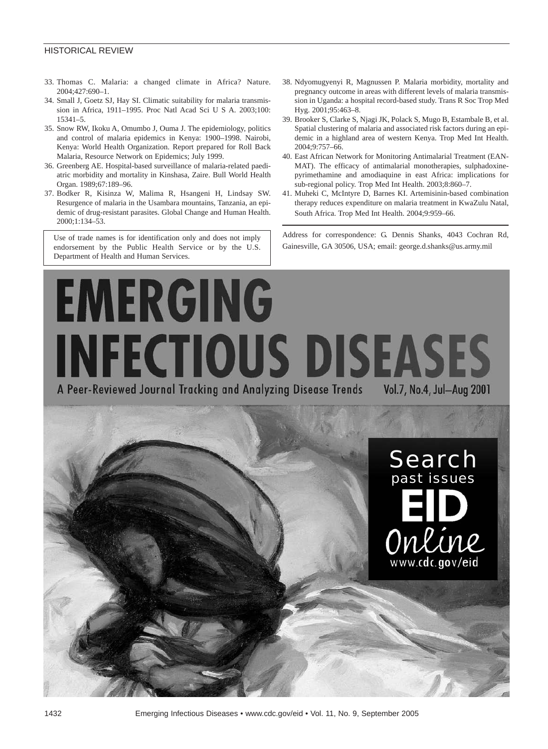33. Thomas C. Malaria: a changed climate in Africa? Nature. 2004;427:690–1.
34. Small J, Goetz SJ, Hay SI. Climatic suitability for malaria transmission in Africa, 1911–1995. Proc Natl Acad Sci U S A. 2003;100: 15341–5.
35. Snow RW, Ikoku A, Omumbo J, Ouma J. The epidemiology, politics and control of malaria epidemics in Kenya: 1900–1998. Nairobi, Kenya: World Health Organization. Report prepared for Roll Back Malaria, Resource Network on Epidemics; July 1999.
36. Greenberg AE. Hospital-based surveillance of malaria-related paediatric morbidity and mortality in Kinshasa, Zaire. Bull World Health Organ. 1989;67:189–96.
37. Bodker R, Kisinza W, Malima R, Hsangeni H, Lindsay SW. Resurgence of malaria in the Usambara mountains, Tanzania, an epidemic of drug-resistant parasites. Global Change and Human Health. 2000;1:134–53.
38. Ndyomugyenyi R, Magnussen P. Malaria morbidity, mortality and pregnancy outcome in areas with different levels of malaria transmission in Uganda: a hospital record-based study. Trans R Soc Trop Med Hyg. 2001;95:463–8.
39. Brooker S, Clarke S, Njagi JK, Polack S, Mugo B, Estambale B, et al. Spatial clustering of malaria and associated risk factors during an epidemic in a highland area of western Kenya. Trop Med Int Health. 2004;9:757–66.
40. East African Network for Monitoring Antimalarial Treatment (EANMAT). The efficacy of antimalarial monotherapies, sulphadoxine-pyrimethamine and amodiaquine in east Africa: implications for sub-regional policy. Trop Med Int Health. 2003;8:860–7.
41. Muheki C, McIntyre D, Barnes KI. Artemisinin-based combination therapy reduces expenditure on malaria treatment in KwaZulu Natal, South Africa. Trop Med Int Health. 2004;9:959–66.

Address for correspondence: G. Dennis Shanks, 4043 Cochran Rd, Gainesville, GA 30506, USA; email: george.d.shanks@us.army.mil

Use of trade names is for identification only and does not imply endorsement by the Public Health Service or by the U.S. Department of Health and Human Services.

EMERGING INFECTIOUS DISEASES

A Peer-Reviewed Journal Tracking and Analyzing Disease Trends Vol.7, No.4, Jul–Aug 2001

Search past issues EID Online www.cdc.gov/eid